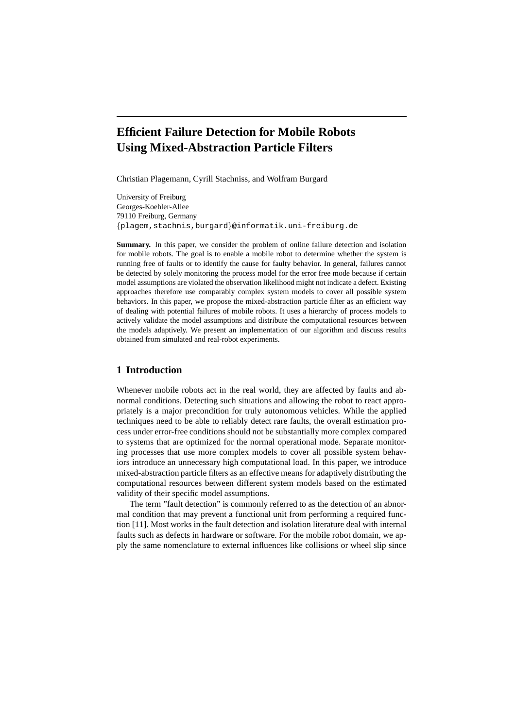# Efficient Failure Detection for Mobile Robots Using Mixed-Abstraction Particle Filters

Christian Plagemann, Cyrill Stachniss, and Wolfram Burgard

University of Freiburg
Georges-Koehler-Allee
79110 Freiburg, Germany
{plagem,stachnis,burgard}@informatik.uni-freiburg.de

**Summary.** In this paper, we consider the problem of online failure detection and isolation for mobile robots. The goal is to enable a mobile robot to determine whether the system is running free of faults or to identify the cause for faulty behavior. In general, failures cannot be detected by solely monitoring the process model for the error free mode because if certain model assumptions are violated the observation likelihood might not indicate a defect. Existing approaches therefore use comparably complex system models to cover all possible system behaviors. In this paper, we propose the mixed-abstraction particle filter as an efficient way of dealing with potential failures of mobile robots. It uses a hierarchy of process models to actively validate the model assumptions and distribute the computational resources between the models adaptively. We present an implementation of our algorithm and discuss results obtained from simulated and real-robot experiments.

## 1 Introduction

Whenever mobile robots act in the real world, they are affected by faults and abnormal conditions. Detecting such situations and allowing the robot to react appropriately is a major precondition for truly autonomous vehicles. While the applied techniques need to be able to reliably detect rare faults, the overall estimation process under error-free conditions should not be substantially more complex compared to systems that are optimized for the normal operational mode. Separate monitoring processes that use more complex models to cover all possible system behaviors introduce an unnecessary high computational load. In this paper, we introduce mixed-abstraction particle filters as an effective means for adaptively distributing the computational resources between different system models based on the estimated validity of their specific model assumptions.

The term "fault detection" is commonly referred to as the detection of an abnormal condition that may prevent a functional unit from performing a required function [11]. Most works in the fault detection and isolation literature deal with internal faults such as defects in hardware or software. For the mobile robot domain, we apply the same nomenclature to external influences like collisions or wheel slip since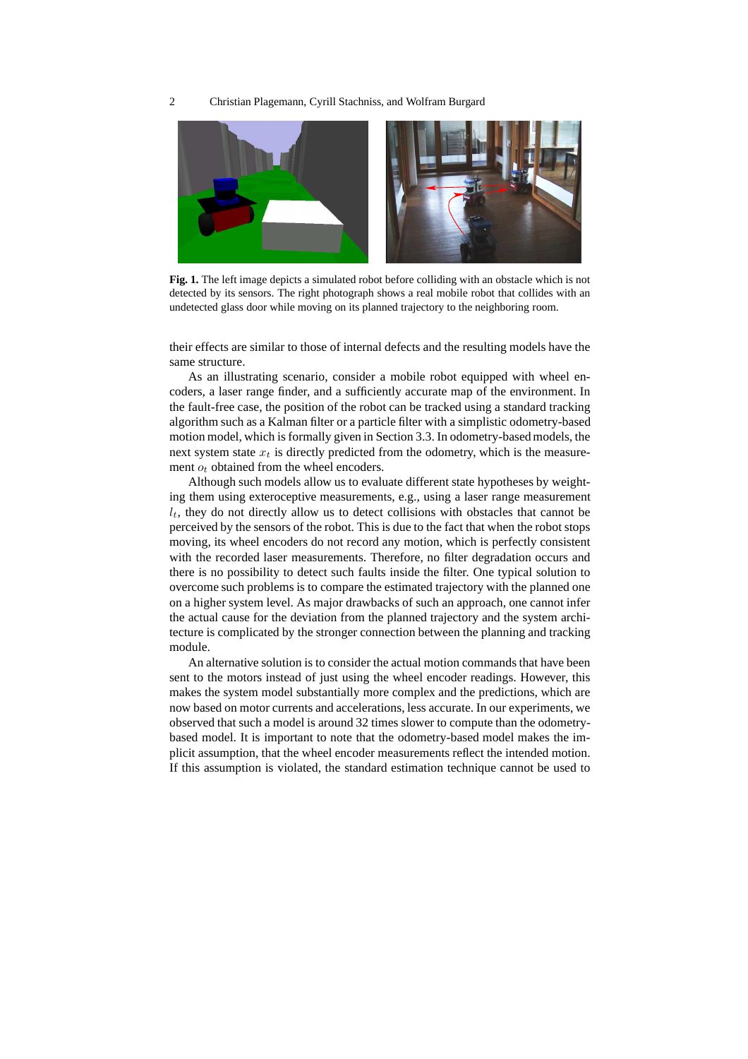**Fig. 1.** The left image depicts a simulated robot before colliding with an obstacle which is not detected by its sensors. The right photograph shows a real mobile robot that collides with an undetected glass door while moving on its planned trajectory to the neighboring room.

their effects are similar to those of internal defects and the resulting models have the same structure.

As an illustrating scenario, consider a mobile robot equipped with wheel encoders, a laser range finder, and a sufficiently accurate map of the environment. In the fault-free case, the position of the robot can be tracked using a standard tracking algorithm such as a Kalman filter or a particle filter with a simplistic odometry-based motion model, which is formally given in Section 3.3. In odometry-based models, the next system state $x_t$ is directly predicted from the odometry, which is the measurement $o_t$ obtained from the wheel encoders.

Although such models allow us to evaluate different state hypotheses by weighting them using exteroceptive measurements, e.g., using a laser range measurement $l_t$, they do not directly allow us to detect collisions with obstacles that cannot be perceived by the sensors of the robot. This is due to the fact that when the robot stops moving, its wheel encoders do not record any motion, which is perfectly consistent with the recorded laser measurements. Therefore, no filter degradation occurs and there is no possibility to detect such faults inside the filter. One typical solution to overcome such problems is to compare the estimated trajectory with the planned one on a higher system level. As major drawbacks of such an approach, one cannot infer the actual cause for the deviation from the planned trajectory and the system architecture is complicated by the stronger connection between the planning and tracking module.

An alternative solution is to consider the actual motion commands that have been sent to the motors instead of just using the wheel encoder readings. However, this makes the system model substantially more complex and the predictions, which are now based on motor currents and accelerations, less accurate. In our experiments, we observed that such a model is around 32 times slower to compute than the odometry-based model. It is important to note that the odometry-based model makes the implicit assumption, that the wheel encoder measurements reflect the intended motion. If this assumption is violated, the standard estimation technique cannot be used to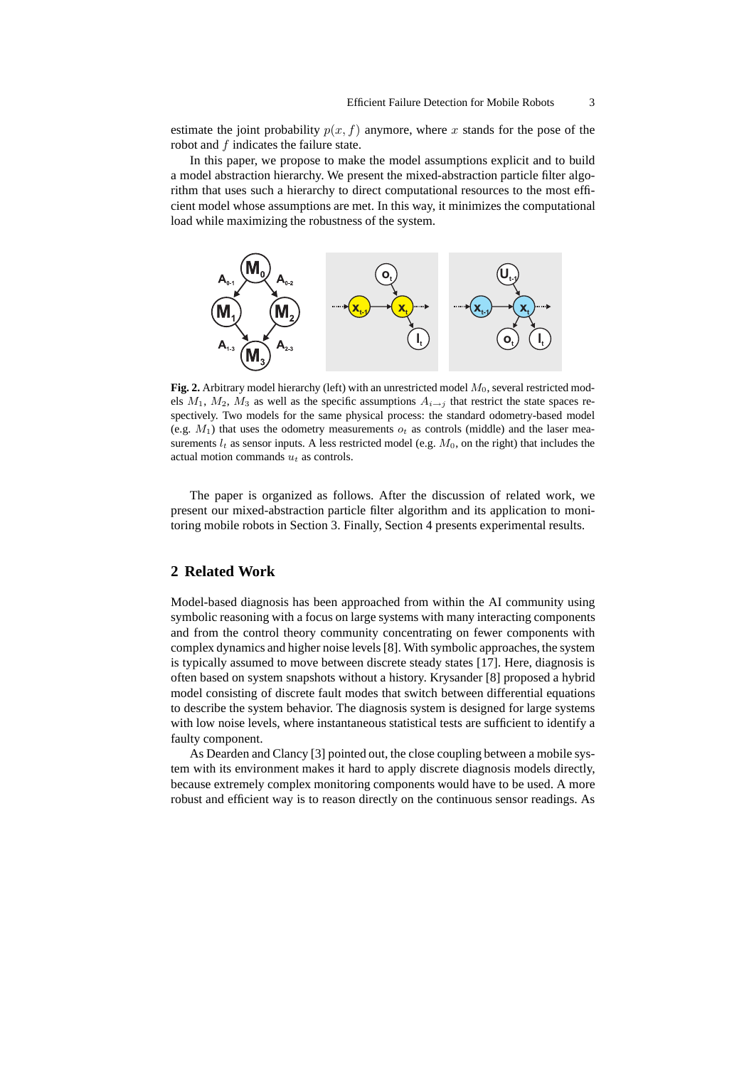estimate the joint probability $p(x, f)$ anymore, where $x$ stands for the pose of the robot and $f$ indicates the failure state.

In this paper, we propose to make the model assumptions explicit and to build a model abstraction hierarchy. We present the mixed-abstraction particle filter algorithm that uses such a hierarchy to direct computational resources to the most efficient model whose assumptions are met. In this way, it minimizes the computational load while maximizing the robustness of the system.

**Fig. 2.** Arbitrary model hierarchy (left) with an unrestricted model $M_0$, several restricted models $M_1$, $M_2$, $M_3$ as well as the specific assumptions $A_{i \to j}$ that restrict the state spaces respectively. Two models for the same physical process: the standard odometry-based model (e.g. $M_1$) that uses the odometry measurements $o_t$ as controls (middle) and the laser measurements $l_t$ as sensor inputs. A less restricted model (e.g. $M_0$, on the right) that includes the actual motion commands $u_t$ as controls.

The paper is organized as follows. After the discussion of related work, we present our mixed-abstraction particle filter algorithm and its application to monitoring mobile robots in Section 3. Finally, Section 4 presents experimental results.

## 2 Related Work

Model-based diagnosis has been approached from within the AI community using symbolic reasoning with a focus on large systems with many interacting components and from the control theory community concentrating on fewer components with complex dynamics and higher noise levels [8]. With symbolic approaches, the system is typically assumed to move between discrete steady states [17]. Here, diagnosis is often based on system snapshots without a history. Krysander [8] proposed a hybrid model consisting of discrete fault modes that switch between differential equations to describe the system behavior. The diagnosis system is designed for large systems with low noise levels, where instantaneous statistical tests are sufficient to identify a faulty component.

As Dearden and Clancy [3] pointed out, the close coupling between a mobile system with its environment makes it hard to apply discrete diagnosis models directly, because extremely complex monitoring components would have to be used. A more robust and efficient way is to reason directly on the continuous sensor readings. As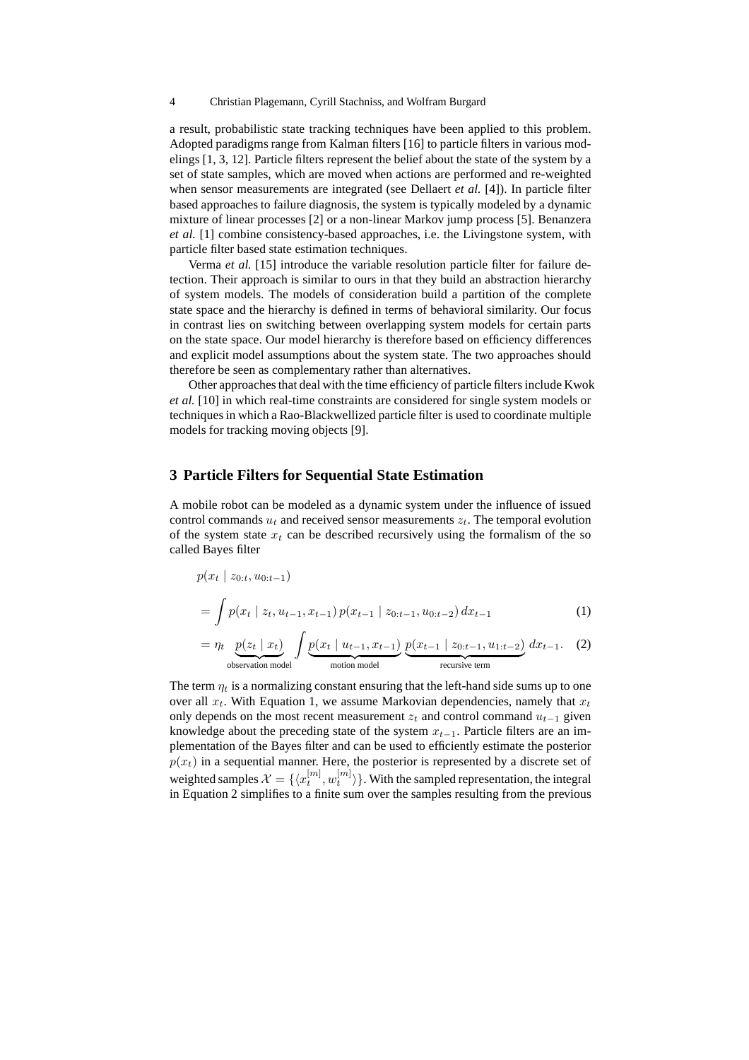a result, probabilistic state tracking techniques have been applied to this problem. Adopted paradigms range from Kalman filters [16] to particle filters in various modelings [1, 3, 12]. Particle filters represent the belief about the state of the system by a set of state samples, which are moved when actions are performed and re-weighted when sensor measurements are integrated (see Dellaert *et al.* [4]). In particle filter based approaches to failure diagnosis, the system is typically modeled by a dynamic mixture of linear processes [2] or a non-linear Markov jump process [5]. Benanzera *et al.* [1] combine consistency-based approaches, i.e. the Livingstone system, with particle filter based state estimation techniques.

Verma *et al.* [15] introduce the variable resolution particle filter for failure detection. Their approach is similar to ours in that they build an abstraction hierarchy of system models. The models of consideration build a partition of the complete state space and the hierarchy is defined in terms of behavioral similarity. Our focus in contrast lies on switching between overlapping system models for certain parts on the state space. Our model hierarchy is therefore based on efficiency differences and explicit model assumptions about the system state. The two approaches should therefore be seen as complementary rather than alternatives.

Other approaches that deal with the time efficiency of particle filters include Kwok *et al.* [10] in which real-time constraints are considered for single system models or techniques in which a Rao-Blackwellized particle filter is used to coordinate multiple models for tracking moving objects [9].

## 3 Particle Filters for Sequential State Estimation

A mobile robot can be modeled as a dynamic system under the influence of issued control commands $u_t$ and received sensor measurements $z_t$. The temporal evolution of the system state $x_t$ can be described recursively using the formalism of the so called Bayes filter

$$
\begin{aligned}
& p(x_t \mid z_{0:t}, u_{0:t-1}) \\
&= \int p(x_t \mid z_t, u_{t-1}, x_{t-1}) \, p(x_{t-1} \mid z_{0:t-1}, u_{0:t-2}) \, dx_{t-1} && (1) \\
&= \eta_t \underbrace{p(z_t \mid x_t)}_{\text{observation model}} \int \underbrace{p(x_t \mid u_{t-1}, x_{t-1})}_{\text{motion model}} \underbrace{p(x_{t-1} \mid z_{0:t-1}, u_{1:t-2})}_{\text{recursive term}} \, dx_{t-1}. && (2)
\end{aligned}
$$

The term $\eta_t$ is a normalizing constant ensuring that the left-hand side sums up to one over all $x_t$. With Equation 1, we assume Markovian dependencies, namely that $x_t$ only depends on the most recent measurement $z_t$ and control command $u_{t-1}$ given knowledge about the preceding state of the system $x_{t-1}$. Particle filters are an implementation of the Bayes filter and can be used to efficiently estimate the posterior $p(x_t)$ in a sequential manner. Here, the posterior is represented by a discrete set of weighted samples $\mathcal{X} = \{\langle x_t^{[m]}, w_t^{[m]} \rangle\}$. With the sampled representation, the integral in Equation 2 simplifies to a finite sum over the samples resulting from the previous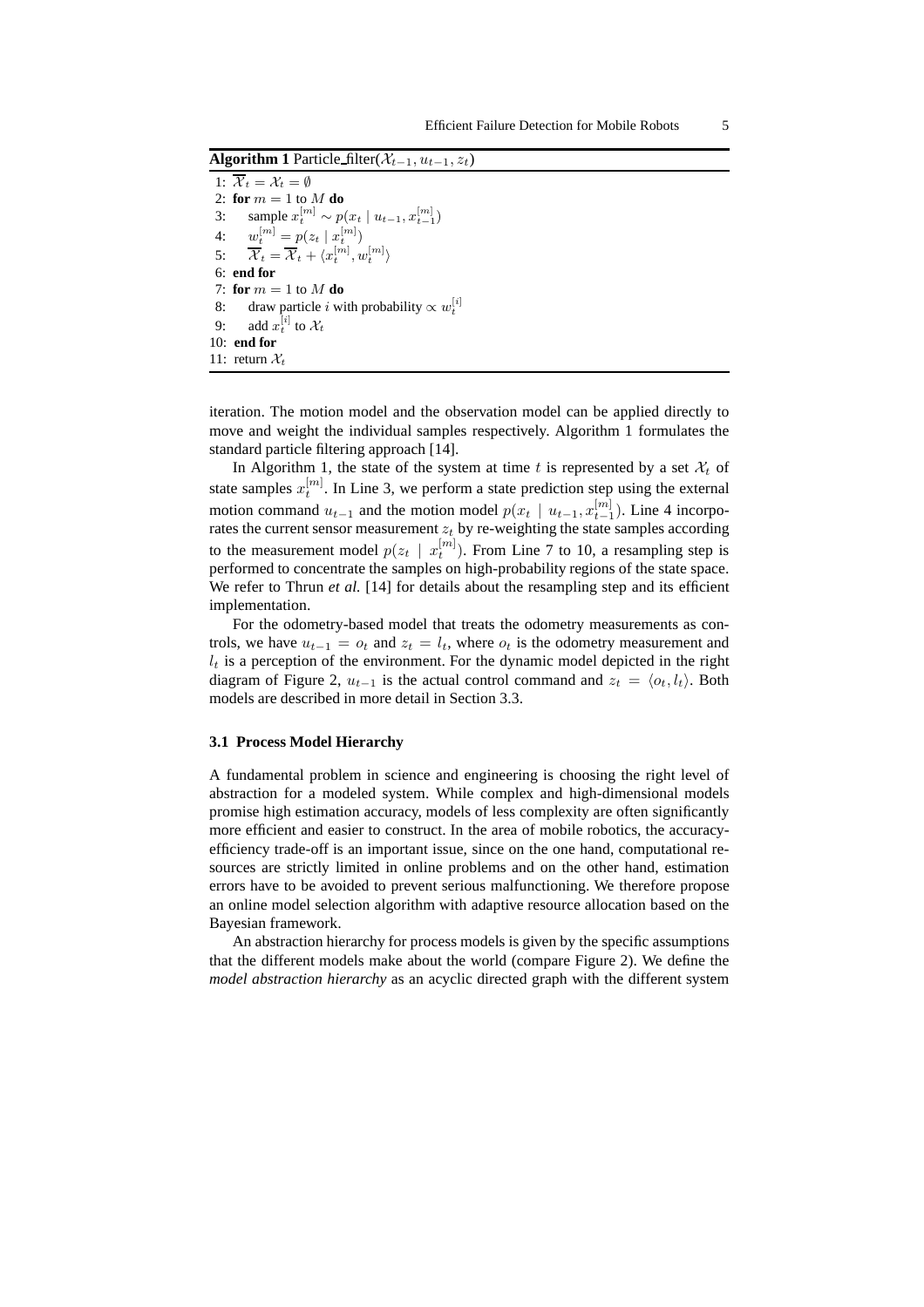**Algorithm 1** Particle_filter($\mathcal{X}_{t-1}, u_{t-1}, z_t$)

```
1: X̄_t = X_t = ∅
2: for m = 1 to M do
3:     sample x_t^[m] ~ p(x_t | u_{t-1}, x_{t-1}^[m])
4:     w_t^[m] = p(z_t | x_t^[m])
5:     X̄_t = X̄_t + ⟨x_t^[m], w_t^[m]⟩
6: end for
7: for m = 1 to M do
8:     draw particle i with probability ∝ w_t^[i]
9:     add x_t^[i] to X_t
10: end for
11: return X_t
```

iteration. The motion model and the observation model can be applied directly to move and weight the individual samples respectively. Algorithm 1 formulates the standard particle filtering approach [14].

In Algorithm 1, the state of the system at time $t$ is represented by a set $\mathcal{X}_t$ of state samples $x_t^{[m]}$. In Line 3, we perform a state prediction step using the external motion command $u_{t-1}$ and the motion model $p(x_t \mid u_{t-1}, x_{t-1}^{[m]})$. Line 4 incorporates the current sensor measurement $z_t$ by re-weighting the state samples according to the measurement model $p(z_t \mid x_t^{[m]})$. From Line 7 to 10, a resampling step is performed to concentrate the samples on high-probability regions of the state space. We refer to Thrun *et al.* [14] for details about the resampling step and its efficient implementation.

For the odometry-based model that treats the odometry measurements as controls, we have $u_{t-1} = o_t$ and $z_t = l_t$, where $o_t$ is the odometry measurement and $l_t$ is a perception of the environment. For the dynamic model depicted in the right diagram of Figure 2, $u_{t-1}$ is the actual control command and $z_t = \langle o_t, l_t \rangle$. Both models are described in more detail in Section 3.3.

### 3.1 Process Model Hierarchy

A fundamental problem in science and engineering is choosing the right level of abstraction for a modeled system. While complex and high-dimensional models promise high estimation accuracy, models of less complexity are often significantly more efficient and easier to construct. In the area of mobile robotics, the accuracy-efficiency trade-off is an important issue, since on the one hand, computational resources are strictly limited in online problems and on the other hand, estimation errors have to be avoided to prevent serious malfunctioning. We therefore propose an online model selection algorithm with adaptive resource allocation based on the Bayesian framework.

An abstraction hierarchy for process models is given by the specific assumptions that the different models make about the world (compare Figure 2). We define the *model abstraction hierarchy* as an acyclic directed graph with the different system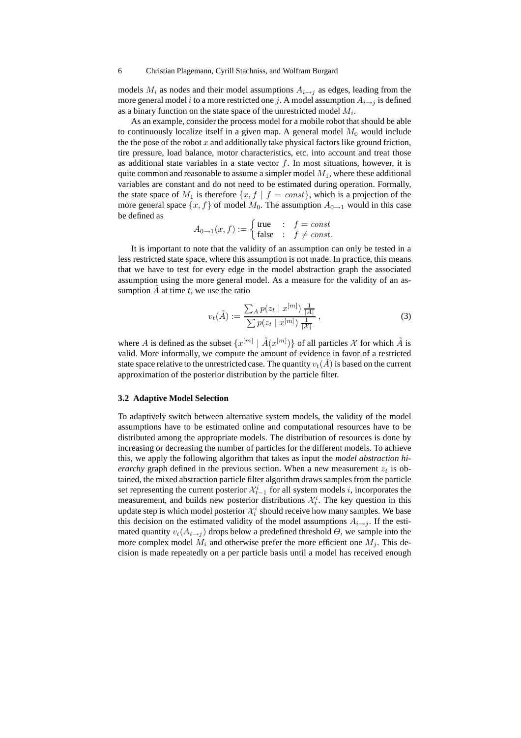models $M_i$ as nodes and their model assumptions $A_{i \to j}$ as edges, leading from the more general model $i$ to a more restricted one $j$. A model assumption $A_{i \to j}$ is defined as a binary function on the state space of the unrestricted model $M_i$.

As an example, consider the process model for a mobile robot that should be able to continuously localize itself in a given map. A general model $M_0$ would include the the pose of the robot $x$ and additionally take physical factors like ground friction, tire pressure, load balance, motor characteristics, etc. into account and treat those as additional state variables in a state vector $f$. In most situations, however, it is quite common and reasonable to assume a simpler model $M_1$, where these additional variables are constant and do not need to be estimated during operation. Formally, the state space of $M_1$ is therefore $\{x, f \mid f = const\}$, which is a projection of the more general space $\{x, f\}$ of model $M_0$. The assumption $A_{0 \to 1}$ would in this case be defined as

$$A_{0 \to 1}(x, f) := \begin{cases} \text{true} & : \quad f = const \\ \text{false} & : \quad f \neq const. \end{cases}$$

It is important to note that the validity of an assumption can only be tested in a less restricted state space, where this assumption is not made. In practice, this means that we have to test for every edge in the model abstraction graph the associated assumption using the more general model. As a measure for the validity of an assumption $\tilde{A}$ at time $t$, we use the ratio

$$v_t(\tilde{A}) := \frac{\sum_A p(z_t \mid x^{[m]}) \frac{1}{|A|}}{\sum p(z_t \mid x^{[m]}) \frac{1}{|\mathcal{X}|}} , \tag{3}$$

where $A$ is defined as the subset $\{x^{[m]} \mid \tilde{A}(x^{[m]})\}$ of all particles $\mathcal{X}$ for which $\tilde{A}$ is valid. More informally, we compute the amount of evidence in favor of a restricted state space relative to the unrestricted case. The quantity $v_t(\tilde{A})$ is based on the current approximation of the posterior distribution by the particle filter.

### 3.2 Adaptive Model Selection

To adaptively switch between alternative system models, the validity of the model assumptions have to be estimated online and computational resources have to be distributed among the appropriate models. The distribution of resources is done by increasing or decreasing the number of particles for the different models. To achieve this, we apply the following algorithm that takes as input the *model abstraction hierarchy* graph defined in the previous section. When a new measurement $z_t$ is obtained, the mixed abstraction particle filter algorithm draws samples from the particle set representing the current posterior $\mathcal{X}_{t-1}^i$ for all system models $i$, incorporates the measurement, and builds new posterior distributions $\mathcal{X}_t^i$. The key question in this update step is which model posterior $\mathcal{X}_t^i$ should receive how many samples. We base this decision on the estimated validity of the model assumptions $A_{i \to j}$. If the estimated quantity $v_t(A_{i \to j})$ drops below a predefined threshold $\Theta$, we sample into the more complex model $M_i$ and otherwise prefer the more efficient one $M_j$. This decision is made repeatedly on a per particle basis until a model has received enough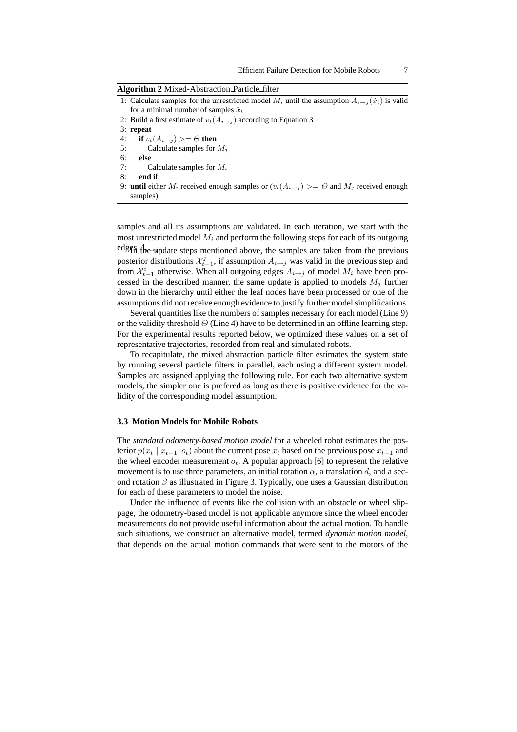**Algorithm 2** Mixed-Abstraction_Particle_filter

1: Calculate samples for the unrestricted model $M_i$ until the assumption $A_{i\rightarrow j}(\tilde{x}_t)$ is valid for a minimal number of samples $\tilde{x}_t$
2: Build a first estimate of $v_t(A_{i\rightarrow j})$ according to Equation 3
3: **repeat**
4: &nbsp;&nbsp;&nbsp;&nbsp;**if** $v_t(A_{i\rightarrow j}) >= \Theta$ **then**
5: &nbsp;&nbsp;&nbsp;&nbsp;&nbsp;&nbsp;&nbsp;&nbsp;Calculate samples for $M_j$
6: &nbsp;&nbsp;&nbsp;&nbsp;**else**
7: &nbsp;&nbsp;&nbsp;&nbsp;&nbsp;&nbsp;&nbsp;&nbsp;Calculate samples for $M_i$
8: &nbsp;&nbsp;&nbsp;&nbsp;**end if**
9: **until** either $M_i$ received enough samples or ($v_t(A_{i\rightarrow j}) >= \Theta$ and $M_j$ received enough samples)

samples and all its assumptions are validated. In each iteration, we start with the most unrestricted model $M_i$ and perform the following steps for each of its outgoing edges $A_{i\rightarrow j}$. In the update steps mentioned above, the samples are taken from the previous posterior distributions $\mathcal{X}_{t-1}^{j}$, if assumption $A_{i\rightarrow j}$ was valid in the previous step and from $\mathcal{X}_{t-1}^{i}$ otherwise. When all outgoing edges $A_{i\rightarrow j}$ of model $M_i$ have been processed in the described manner, the same update is applied to models $M_j$ further down in the hierarchy until either the leaf nodes have been processed or one of the assumptions did not receive enough evidence to justify further model simplifications.

Several quantities like the numbers of samples necessary for each model (Line 9) or the validity threshold $\Theta$ (Line 4) have to be determined in an offline learning step. For the experimental results reported below, we optimized these values on a set of representative trajectories, recorded from real and simulated robots.

To recapitulate, the mixed abstraction particle filter estimates the system state by running several particle filters in parallel, each using a different system model. Samples are assigned applying the following rule. For each two alternative system models, the simpler one is prefered as long as there is positive evidence for the validity of the corresponding model assumption.

### 3.3 Motion Models for Mobile Robots

The *standard odometry-based motion model* for a wheeled robot estimates the posterior $p(x_t \mid x_{t-1}, o_t)$ about the current pose $x_t$ based on the previous pose $x_{t-1}$ and the wheel encoder measurement $o_t$. A popular approach [6] to represent the relative movement is to use three parameters, an initial rotation $\alpha$, a translation $d$, and a second rotation $\beta$ as illustrated in Figure 3. Typically, one uses a Gaussian distribution for each of these parameters to model the noise.

Under the influence of events like the collision with an obstacle or wheel slippage, the odometry-based model is not applicable anymore since the wheel encoder measurements do not provide useful information about the actual motion. To handle such situations, we construct an alternative model, termed *dynamic motion model*, that depends on the actual motion commands that were sent to the motors of the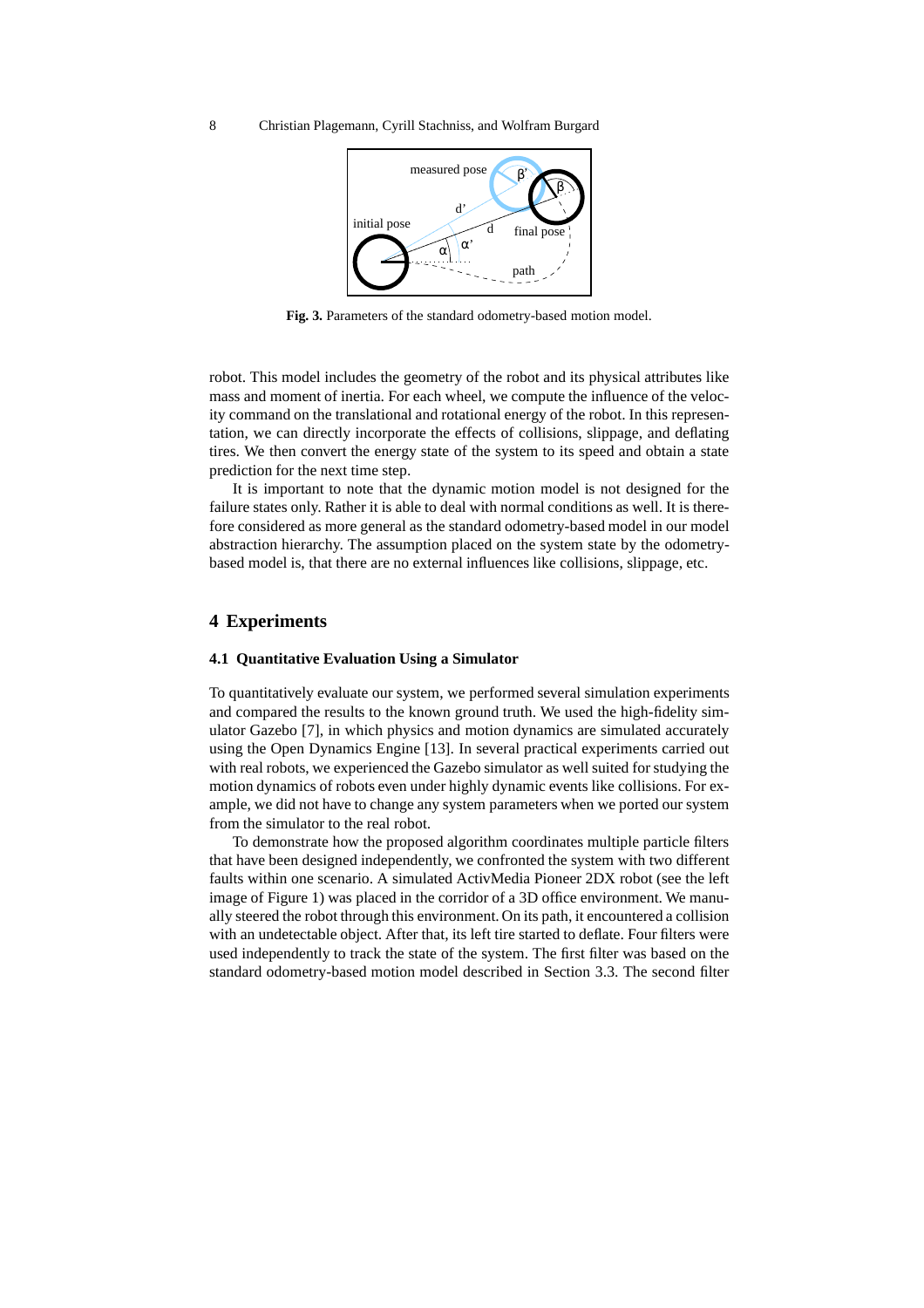**Fig. 3.** Parameters of the standard odometry-based motion model.

robot. This model includes the geometry of the robot and its physical attributes like mass and moment of inertia. For each wheel, we compute the influence of the velocity command on the translational and rotational energy of the robot. In this representation, we can directly incorporate the effects of collisions, slippage, and deflating tires. We then convert the energy state of the system to its speed and obtain a state prediction for the next time step.

It is important to note that the dynamic motion model is not designed for the failure states only. Rather it is able to deal with normal conditions as well. It is therefore considered as more general as the standard odometry-based model in our model abstraction hierarchy. The assumption placed on the system state by the odometry-based model is, that there are no external influences like collisions, slippage, etc.

## 4 Experiments

### 4.1 Quantitative Evaluation Using a Simulator

To quantitatively evaluate our system, we performed several simulation experiments and compared the results to the known ground truth. We used the high-fidelity simulator Gazebo [7], in which physics and motion dynamics are simulated accurately using the Open Dynamics Engine [13]. In several practical experiments carried out with real robots, we experienced the Gazebo simulator as well suited for studying the motion dynamics of robots even under highly dynamic events like collisions. For example, we did not have to change any system parameters when we ported our system from the simulator to the real robot.

To demonstrate how the proposed algorithm coordinates multiple particle filters that have been designed independently, we confronted the system with two different faults within one scenario. A simulated ActivMedia Pioneer 2DX robot (see the left image of Figure 1) was placed in the corridor of a 3D office environment. We manually steered the robot through this environment. On its path, it encountered a collision with an undetectable object. After that, its left tire started to deflate. Four filters were used independently to track the state of the system. The first filter was based on the standard odometry-based motion model described in Section 3.3. The second filter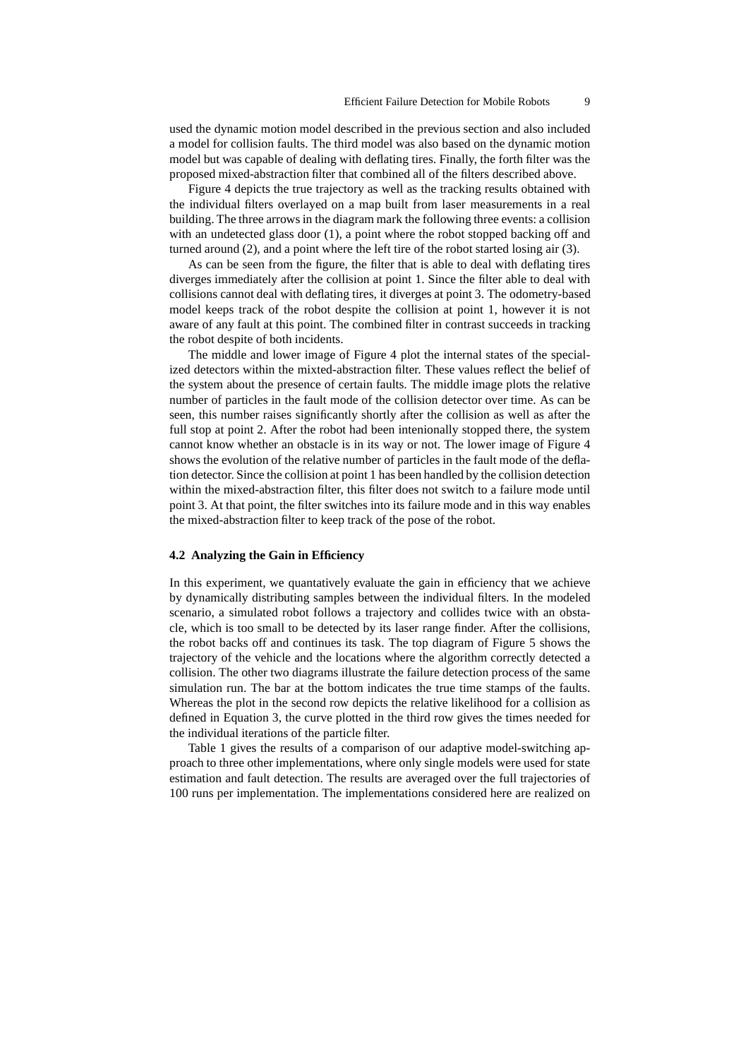used the dynamic motion model described in the previous section and also included a model for collision faults. The third model was also based on the dynamic motion model but was capable of dealing with deflating tires. Finally, the forth filter was the proposed mixed-abstraction filter that combined all of the filters described above.

Figure 4 depicts the true trajectory as well as the tracking results obtained with the individual filters overlayed on a map built from laser measurements in a real building. The three arrows in the diagram mark the following three events: a collision with an undetected glass door (1), a point where the robot stopped backing off and turned around (2), and a point where the left tire of the robot started losing air (3).

As can be seen from the figure, the filter that is able to deal with deflating tires diverges immediately after the collision at point 1. Since the filter able to deal with collisions cannot deal with deflating tires, it diverges at point 3. The odometry-based model keeps track of the robot despite the collision at point 1, however it is not aware of any fault at this point. The combined filter in contrast succeeds in tracking the robot despite of both incidents.

The middle and lower image of Figure 4 plot the internal states of the specialized detectors within the mixted-abstraction filter. These values reflect the belief of the system about the presence of certain faults. The middle image plots the relative number of particles in the fault mode of the collision detector over time. As can be seen, this number raises significantly shortly after the collision as well as after the full stop at point 2. After the robot had been intenionally stopped there, the system cannot know whether an obstacle is in its way or not. The lower image of Figure 4 shows the evolution of the relative number of particles in the fault mode of the deflation detector. Since the collision at point 1 has been handled by the collision detection within the mixed-abstraction filter, this filter does not switch to a failure mode until point 3. At that point, the filter switches into its failure mode and in this way enables the mixed-abstraction filter to keep track of the pose of the robot.

### 4.2 Analyzing the Gain in Efficiency

In this experiment, we quantatively evaluate the gain in efficiency that we achieve by dynamically distributing samples between the individual filters. In the modeled scenario, a simulated robot follows a trajectory and collides twice with an obstacle, which is too small to be detected by its laser range finder. After the collisions, the robot backs off and continues its task. The top diagram of Figure 5 shows the trajectory of the vehicle and the locations where the algorithm correctly detected a collision. The other two diagrams illustrate the failure detection process of the same simulation run. The bar at the bottom indicates the true time stamps of the faults. Whereas the plot in the second row depicts the relative likelihood for a collision as defined in Equation 3, the curve plotted in the third row gives the times needed for the individual iterations of the particle filter.

Table 1 gives the results of a comparison of our adaptive model-switching approach to three other implementations, where only single models were used for state estimation and fault detection. The results are averaged over the full trajectories of 100 runs per implementation. The implementations considered here are realized on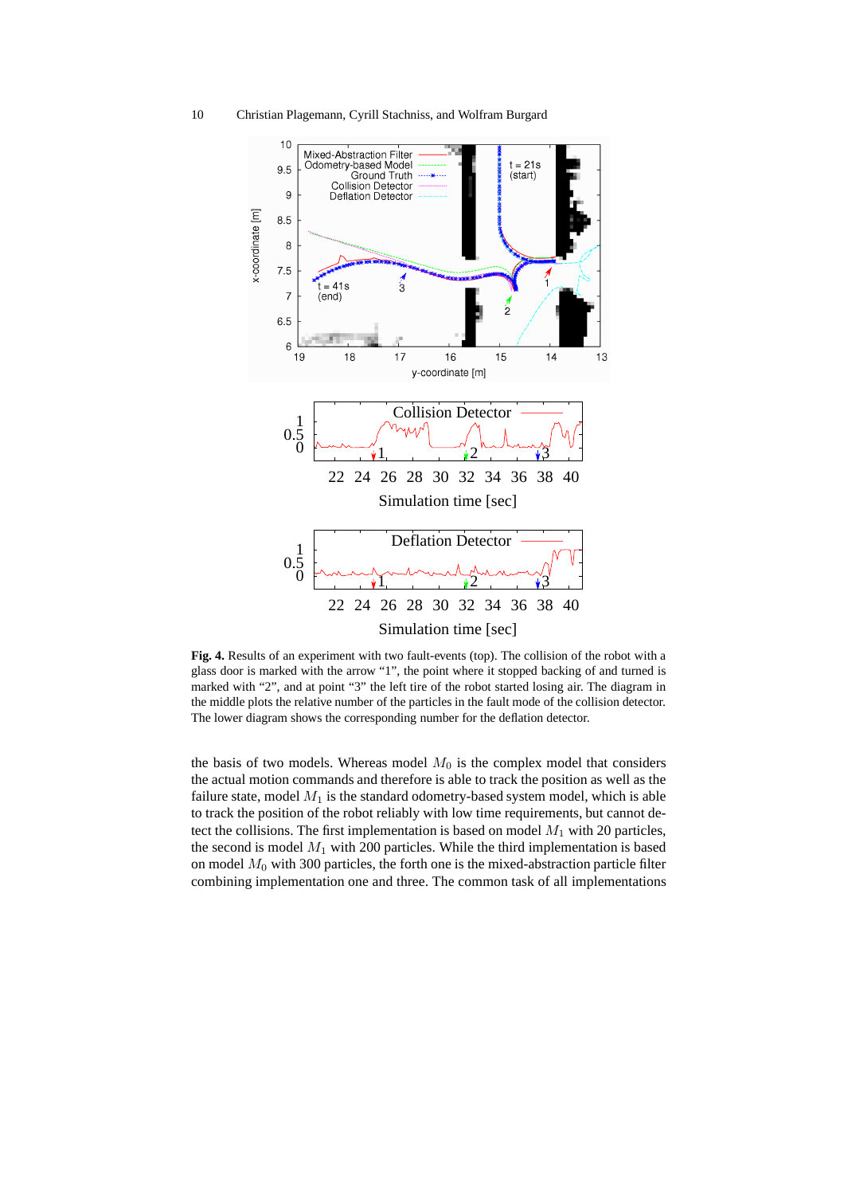**Fig. 4.** Results of an experiment with two fault-events (top). The collision of the robot with a glass door is marked with the arrow "1", the point where it stopped backing of and turned is marked with "2", and at point "3" the left tire of the robot started losing air. The diagram in the middle plots the relative number of the particles in the fault mode of the collision detector. The lower diagram shows the corresponding number for the deflation detector.

the basis of two models. Whereas model $M_0$ is the complex model that considers the actual motion commands and therefore is able to track the position as well as the failure state, model $M_1$ is the standard odometry-based system model, which is able to track the position of the robot reliably with low time requirements, but cannot detect the collisions. The first implementation is based on model $M_1$ with 20 particles, the second is model $M_1$ with 200 particles. While the third implementation is based on model $M_0$ with 300 particles, the forth one is the mixed-abstraction particle filter combining implementation one and three. The common task of all implementations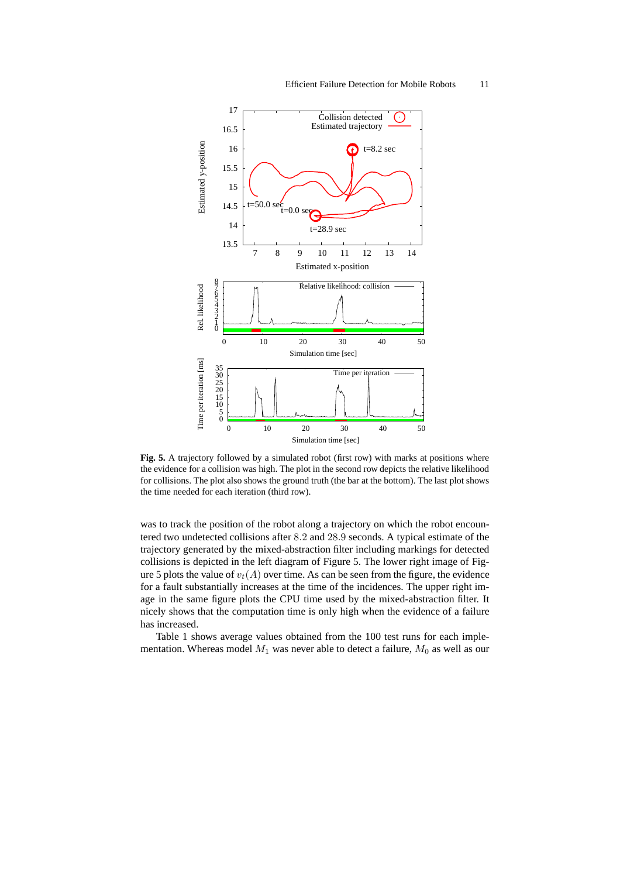**Fig. 5.** A trajectory followed by a simulated robot (first row) with marks at positions where the evidence for a collision was high. The plot in the second row depicts the relative likelihood for collisions. The plot also shows the ground truth (the bar at the bottom). The last plot shows the time needed for each iteration (third row).

was to track the position of the robot along a trajectory on which the robot encountered two undetected collisions after 8.2 and 28.9 seconds. A typical estimate of the trajectory generated by the mixed-abstraction filter including markings for detected collisions is depicted in the left diagram of Figure 5. The lower right image of Figure 5 plots the value of $v_t(A)$ over time. As can be seen from the figure, the evidence for a fault substantially increases at the time of the incidences. The upper right image in the same figure plots the CPU time used by the mixed-abstraction filter. It nicely shows that the computation time is only high when the evidence of a failure has increased.

Table 1 shows average values obtained from the 100 test runs for each implementation. Whereas model $M_1$ was never able to detect a failure, $M_0$ as well as our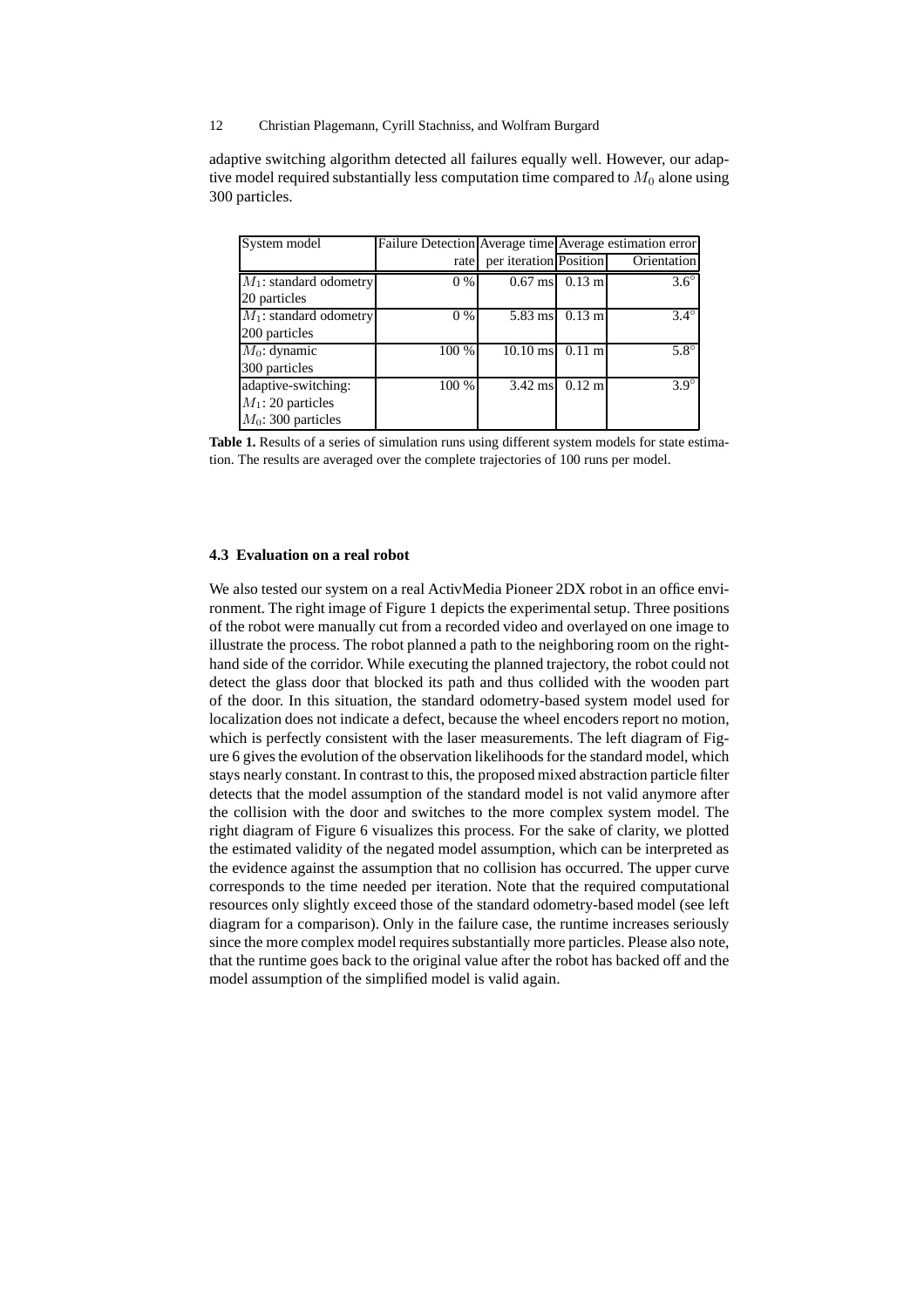adaptive switching algorithm detected all failures equally well. However, our adaptive model required substantially less computation time compared to $M_0$ alone using 300 particles.

| System model | Failure Detection rate | Average time per iteration | Average estimation error Position | Orientation |
|---|---|---|---|---|
| $M_1$: standard odometry 20 particles | 0 % | 0.67 ms | 0.13 m | 3.6° |
| $M_1$: standard odometry 200 particles | 0 % | 5.83 ms | 0.13 m | 3.4° |
| $M_0$: dynamic 300 particles | 100 % | 10.10 ms | 0.11 m | 5.8° |
| adaptive-switching: $M_1$: 20 particles $M_0$: 300 particles | 100 % | 3.42 ms | 0.12 m | 3.9° |

**Table 1.** Results of a series of simulation runs using different system models for state estimation. The results are averaged over the complete trajectories of 100 runs per model.

### 4.3 Evaluation on a real robot

We also tested our system on a real ActivMedia Pioneer 2DX robot in an office environment. The right image of Figure 1 depicts the experimental setup. Three positions of the robot were manually cut from a recorded video and overlayed on one image to illustrate the process. The robot planned a path to the neighboring room on the right-hand side of the corridor. While executing the planned trajectory, the robot could not detect the glass door that blocked its path and thus collided with the wooden part of the door. In this situation, the standard odometry-based system model used for localization does not indicate a defect, because the wheel encoders report no motion, which is perfectly consistent with the laser measurements. The left diagram of Figure 6 gives the evolution of the observation likelihoods for the standard model, which stays nearly constant. In contrast to this, the proposed mixed abstraction particle filter detects that the model assumption of the standard model is not valid anymore after the collision with the door and switches to the more complex system model. The right diagram of Figure 6 visualizes this process. For the sake of clarity, we plotted the estimated validity of the negated model assumption, which can be interpreted as the evidence against the assumption that no collision has occurred. The upper curve corresponds to the time needed per iteration. Note that the required computational resources only slightly exceed those of the standard odometry-based model (see left diagram for a comparison). Only in the failure case, the runtime increases seriously since the more complex model requires substantially more particles. Please also note, that the runtime goes back to the original value after the robot has backed off and the model assumption of the simplified model is valid again.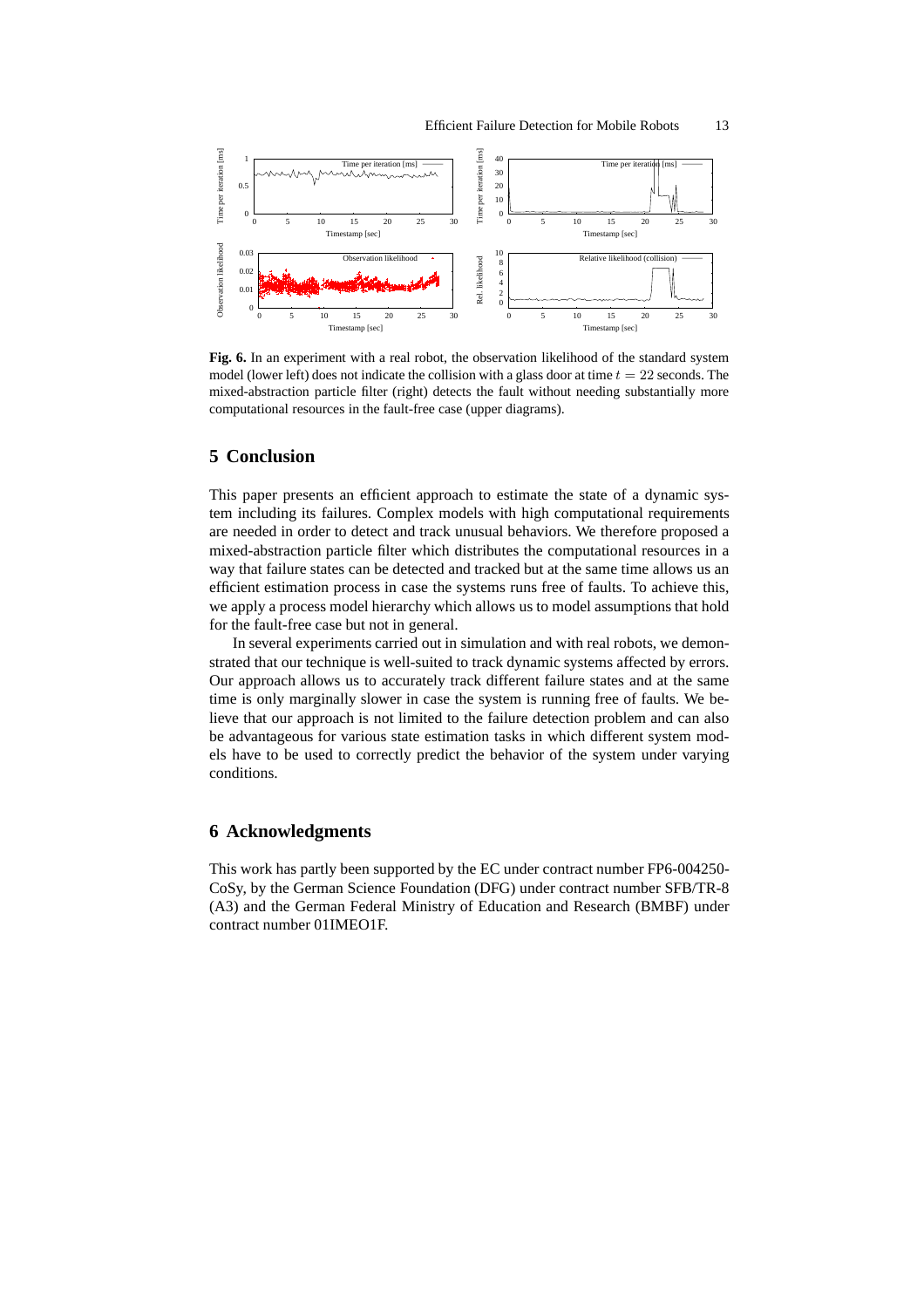**Fig. 6.** In an experiment with a real robot, the observation likelihood of the standard system model (lower left) does not indicate the collision with a glass door at time $t = 22$ seconds. The mixed-abstraction particle filter (right) detects the fault without needing substantially more computational resources in the fault-free case (upper diagrams).

## 5 Conclusion

This paper presents an efficient approach to estimate the state of a dynamic system including its failures. Complex models with high computational requirements are needed in order to detect and track unusual behaviors. We therefore proposed a mixed-abstraction particle filter which distributes the computational resources in a way that failure states can be detected and tracked but at the same time allows us an efficient estimation process in case the systems runs free of faults. To achieve this, we apply a process model hierarchy which allows us to model assumptions that hold for the fault-free case but not in general.

In several experiments carried out in simulation and with real robots, we demonstrated that our technique is well-suited to track dynamic systems affected by errors. Our approach allows us to accurately track different failure states and at the same time is only marginally slower in case the system is running free of faults. We believe that our approach is not limited to the failure detection problem and can also be advantageous for various state estimation tasks in which different system models have to be used to correctly predict the behavior of the system under varying conditions.

## 6 Acknowledgments

This work has partly been supported by the EC under contract number FP6-004250-CoSy, by the German Research Foundation (DFG) under contract number SFB/TR-8 (A3) and the German Federal Ministry of Education and Research (BMBF) under contract number 01IMEO1F.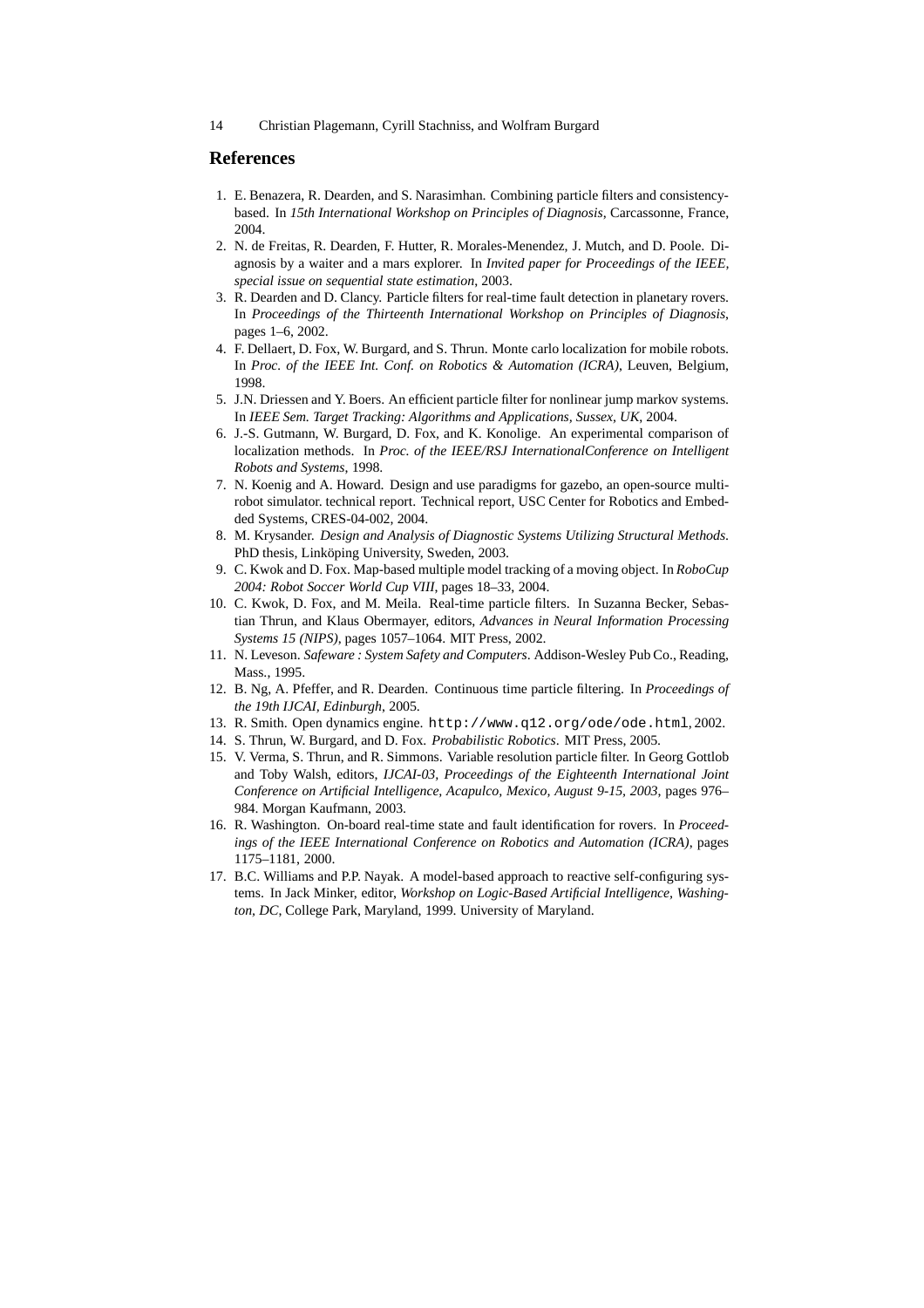## References

1. E. Benazera, R. Dearden, and S. Narasimhan. Combining particle filters and consistency-based. In *15th International Workshop on Principles of Diagnosis*, Carcassonne, France, 2004.
2. N. de Freitas, R. Dearden, F. Hutter, R. Morales-Menendez, J. Mutch, and D. Poole. Diagnosis by a waiter and a mars explorer. In *Invited paper for Proceedings of the IEEE, special issue on sequential state estimation*, 2003.
3. R. Dearden and D. Clancy. Particle filters for real-time fault detection in planetary rovers. In *Proceedings of the Thirteenth International Workshop on Principles of Diagnosis*, pages 1–6, 2002.
4. F. Dellaert, D. Fox, W. Burgard, and S. Thrun. Monte carlo localization for mobile robots. In *Proc. of the IEEE Int. Conf. on Robotics & Automation (ICRA)*, Leuven, Belgium, 1998.
5. J.N. Driessen and Y. Boers. An efficient particle filter for nonlinear jump markov systems. In *IEEE Sem. Target Tracking: Algorithms and Applications, Sussex, UK*, 2004.
6. J.-S. Gutmann, W. Burgard, D. Fox, and K. Konolige. An experimental comparison of localization methods. In *Proc. of the IEEE/RSJ InternationalConference on Intelligent Robots and Systems*, 1998.
7. N. Koenig and A. Howard. Design and use paradigms for gazebo, an open-source multi-robot simulator. technical report. Technical report, USC Center for Robotics and Embedded Systems, CRES-04-002, 2004.
8. M. Krysander. *Design and Analysis of Diagnostic Systems Utilizing Structural Methods*. PhD thesis, Linköping University, Sweden, 2003.
9. C. Kwok and D. Fox. Map-based multiple model tracking of a moving object. In *RoboCup 2004: Robot Soccer World Cup VIII*, pages 18–33, 2004.
10. C. Kwok, D. Fox, and M. Meila. Real-time particle filters. In Suzanna Becker, Sebastian Thrun, and Klaus Obermayer, editors, *Advances in Neural Information Processing Systems 15 (NIPS)*, pages 1057–1064. MIT Press, 2002.
11. N. Leveson. *Safeware : System Safety and Computers*. Addison-Wesley Pub Co., Reading, Mass., 1995.
12. B. Ng, A. Pfeffer, and R. Dearden. Continuous time particle filtering. In *Proceedings of the 19th IJCAI, Edinburgh*, 2005.
13. R. Smith. Open dynamics engine. `http://www.q12.org/ode/ode.html`, 2002.
14. S. Thrun, W. Burgard, and D. Fox. *Probabilistic Robotics*. MIT Press, 2005.
15. V. Verma, S. Thrun, and R. Simmons. Variable resolution particle filter. In Georg Gottlob and Toby Walsh, editors, *IJCAI-03, Proceedings of the Eighteenth International Joint Conference on Artificial Intelligence, Acapulco, Mexico, August 9-15, 2003*, pages 976–984. Morgan Kaufmann, 2003.
16. R. Washington. On-board real-time state and fault identification for rovers. In *Proceedings of the IEEE International Conference on Robotics and Automation (ICRA)*, pages 1175–1181, 2000.
17. B.C. Williams and P.P. Nayak. A model-based approach to reactive self-configuring systems. In Jack Minker, editor, *Workshop on Logic-Based Artificial Intelligence, Washington, DC*, College Park, Maryland, 1999. University of Maryland.